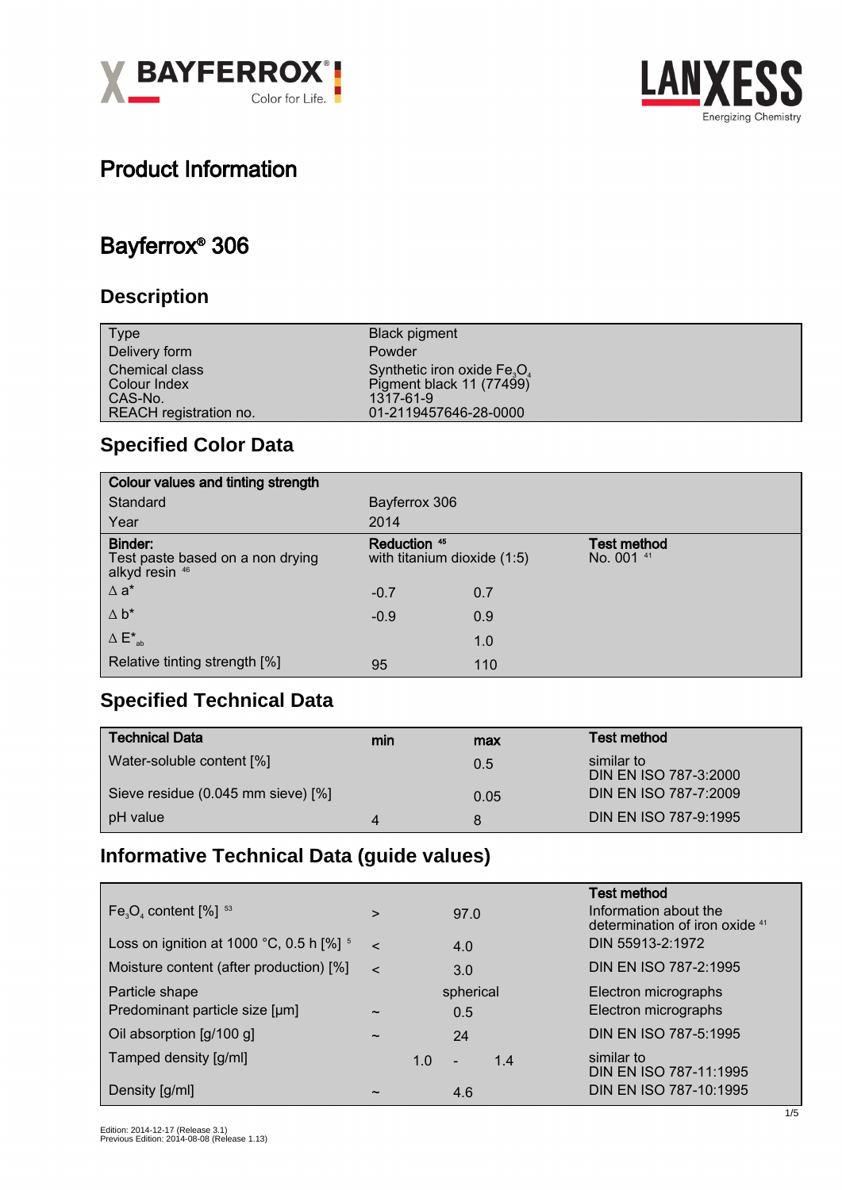# Product Information

# Bayferrox® 306

## Description

| Type | Black pigment |
|---|---|
| Delivery form | Powder |
| Chemical class | Synthetic iron oxide $Fe_3O_4$ |
| Colour Index | Pigment black 11 (77499) |
| CAS-No. | 1317-61-9 |
| REACH registration no. | 01-2119457646-28-0000 |

## Specified Color Data

| Colour values and tinting strength | | | |
|---|---|---|---|
| Standard | Bayferrox 306 | | |
| Year | 2014 | | |
| **Binder:** Test paste based on a non drying alkyd resin [46] | **Reduction** [45] with titanium dioxide (1:5) | | **Test method** No. 001 [41] |
| $\Delta$ a* | -0.7 | 0.7 | |
| $\Delta$ b* | -0.9 | 0.9 | |
| $\Delta E^*_{ab}$ | | 1.0 | |
| Relative tinting strength [%] | 95 | 110 | |

## Specified Technical Data

| Technical Data | min | max | Test method |
|---|---|---|---|
| Water-soluble content [%] | | 0.5 | similar to DIN EN ISO 787-3:2000 |
| Sieve residue (0.045 mm sieve) [%] | | 0.05 | DIN EN ISO 787-7:2009 |
| pH value | 4 | 8 | DIN EN ISO 787-9:1995 |

## Informative Technical Data (guide values)

| | | | Test method |
|---|---|---|---|
| $Fe_3O_4$ content [%] [53] | > | 97.0 | Information about the determination of iron oxide [41] |
| Loss on ignition at 1000 °C, 0.5 h [%] [5] | < | 4.0 | DIN 55913-2:1972 |
| Moisture content (after production) [%] | < | 3.0 | DIN EN ISO 787-2:1995 |
| Particle shape | | spherical | Electron micrographs |
| Predominant particle size [µm] | ~ | 0.5 | Electron micrographs |
| Oil absorption [g/100 g] | ~ | 24 | DIN EN ISO 787-5:1995 |
| Tamped density [g/ml] | | 1.0 - 1.4 | similar to DIN EN ISO 787-11:1995 |
| Density [g/ml] | ~ | 4.6 | DIN EN ISO 787-10:1995 |

Edition: 2014-12-17 (Release 3.1)
Previous Edition: 2014-08-08 (Release 1.13)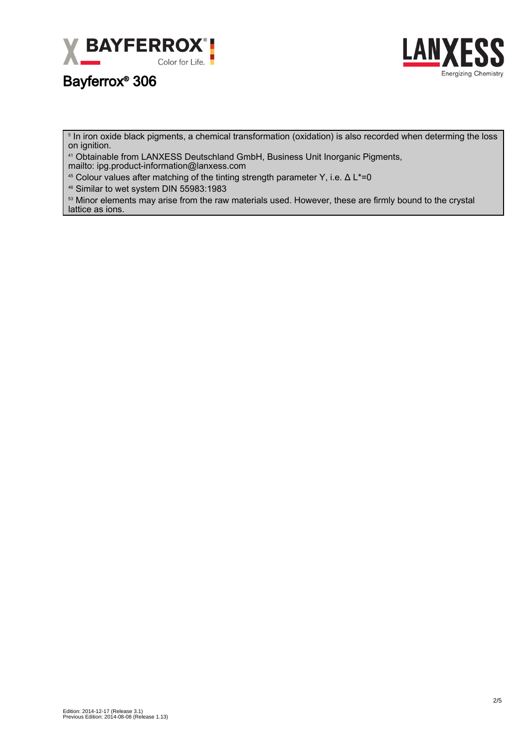[5] In iron oxide black pigments, a chemical transformation (oxidation) is also recorded when determing the loss on ignition.

[41] Obtainable from LANXESS Deutschland GmbH, Business Unit Inorganic Pigments,
mailto: ipg.product-information@lanxess.com

[45] Colour values after matching of the tinting strength parameter Y, i.e. $\Delta L^*=0$

[46] Similar to wet system DIN 55983:1983

[53] Minor elements may arise from the raw materials used. However, these are firmly bound to the crystal lattice as ions.

Edition: 2014-12-17 (Release 3.1)
Previous Edition: 2014-08-08 (Release 1.13)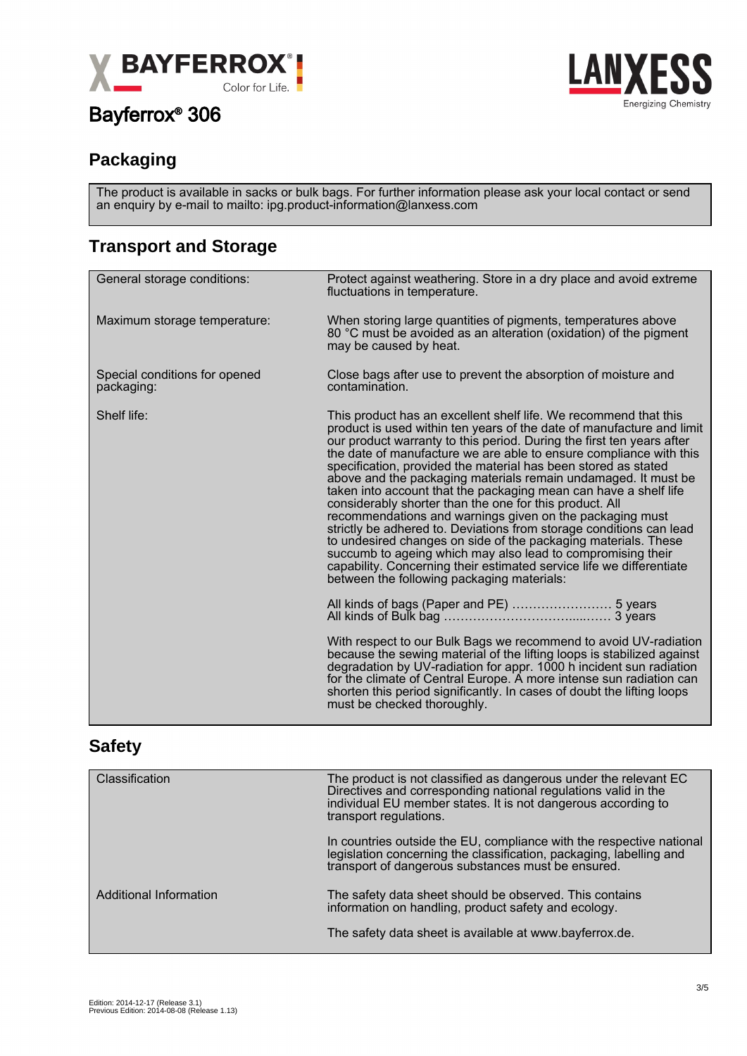# Bayferrox® 306

## Packaging

The product is available in sacks or bulk bags. For further information please ask your local contact or send an enquiry by e-mail to mailto: ipg.product-information@lanxess.com

## Transport and Storage

| | |
|---|---|
| General storage conditions: | Protect against weathering. Store in a dry place and avoid extreme fluctuations in temperature. |
| Maximum storage temperature: | When storing large quantities of pigments, temperatures above 80 °C must be avoided as an alteration (oxidation) of the pigment may be caused by heat. |
| Special conditions for opened packaging: | Close bags after use to prevent the absorption of moisture and contamination. |
| Shelf life: | This product has an excellent shelf life. We recommend that this product is used within ten years of the date of manufacture and limit our product warranty to this period. During the first ten years after the date of manufacture we are able to ensure compliance with this specification, provided the material has been stored as stated above and the packaging materials remain undamaged. It must be taken into account that the packaging mean can have a shelf life considerably shorter than the one for this product. All recommendations and warnings given on the packaging must strictly be adhered to. Deviations from storage conditions can lead to undesired changes on side of the packaging materials. These succumb to ageing which may also lead to compromising their capability. Concerning their estimated service life we differentiate between the following packaging materials: |
| | All kinds of bags (Paper and PE) …………………… 5 years<br>All kinds of Bulk bag ……………………………...…… 3 years |
| | With respect to our Bulk Bags we recommend to avoid UV-radiation because the sewing material of the lifting loops is stabilized against degradation by UV-radiation for appr. 1000 h incident sun radiation for the climate of Central Europe. A more intense sun radiation can shorten this period significantly. In cases of doubt the lifting loops must be checked thoroughly. |

## Safety

| | |
|---|---|
| Classification | The product is not classified as dangerous under the relevant EC Directives and corresponding national regulations valid in the individual EU member states. It is not dangerous according to transport regulations. |
| | In countries outside the EU, compliance with the respective national legislation concerning the classification, packaging, labelling and transport of dangerous substances must be ensured. |
| Additional Information | The safety data sheet should be observed. This contains information on handling, product safety and ecology. |
| | The safety data sheet is available at www.bayferrox.de. |

Edition: 2014-12-17 (Release 3.1)
Previous Edition: 2014-08-08 (Release 1.13)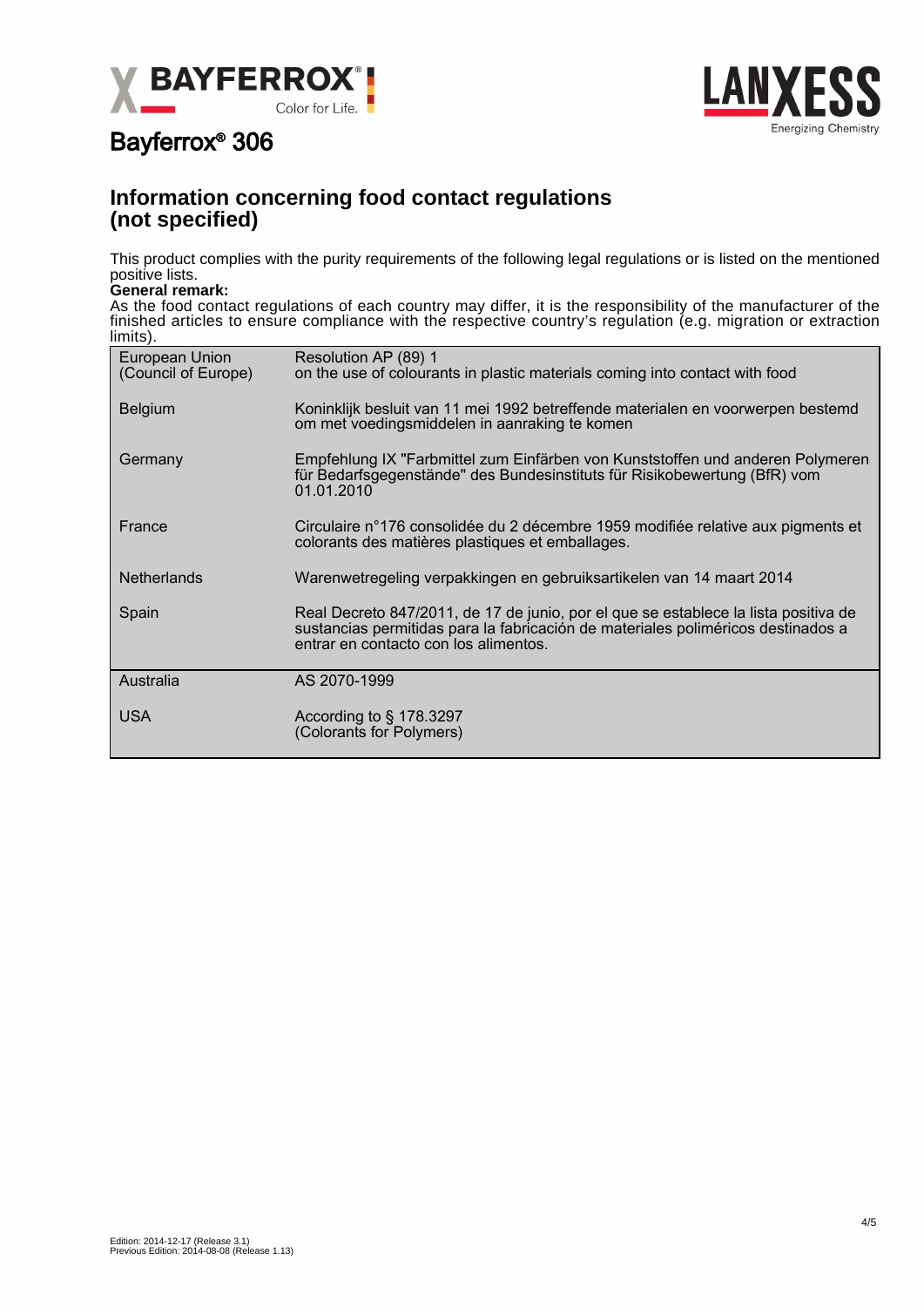Bayferrox® 306

## Information concerning food contact regulations (not specified)

This product complies with the purity requirements of the following legal regulations or is listed on the mentioned positive lists.

**General remark:**
As the food contact regulations of each country may differ, it is the responsibility of the manufacturer of the finished articles to ensure compliance with the respective country's regulation (e.g. migration or extraction limits).

| | |
|---|---|
| European Union (Council of Europe) | Resolution AP (89) 1 on the use of colourants in plastic materials coming into contact with food |
| Belgium | Koninklijk besluit van 11 mei 1992 betreffende materialen en voorwerpen bestemd om met voedingsmiddelen in aanraking te komen |
| Germany | Empfehlung IX "Farbmittel zum Einfärben von Kunststoffen und anderen Polymeren für Bedarfsgegenstände" des Bundesinstituts für Risikobewertung (BfR) vom 01.01.2010 |
| France | Circulaire n°176 consolidée du 2 décembre 1959 modifiée relative aux pigments et colorants des matières plastiques et emballages. |
| Netherlands | Warenwetregeling verpakkingen en gebruiksartikelen van 14 maart 2014 |
| Spain | Real Decreto 847/2011, de 17 de junio, por el que se establece la lista positiva de sustancias permitidas para la fabricación de materiales poliméricos destinados a entrar en contacto con los alimentos. |
| Australia | AS 2070-1999 |
| USA | According to § 178.3297 (Colorants for Polymers) |

Edition: 2014-12-17 (Release 3.1)
Previous Edition: 2014-08-08 (Release 1.13)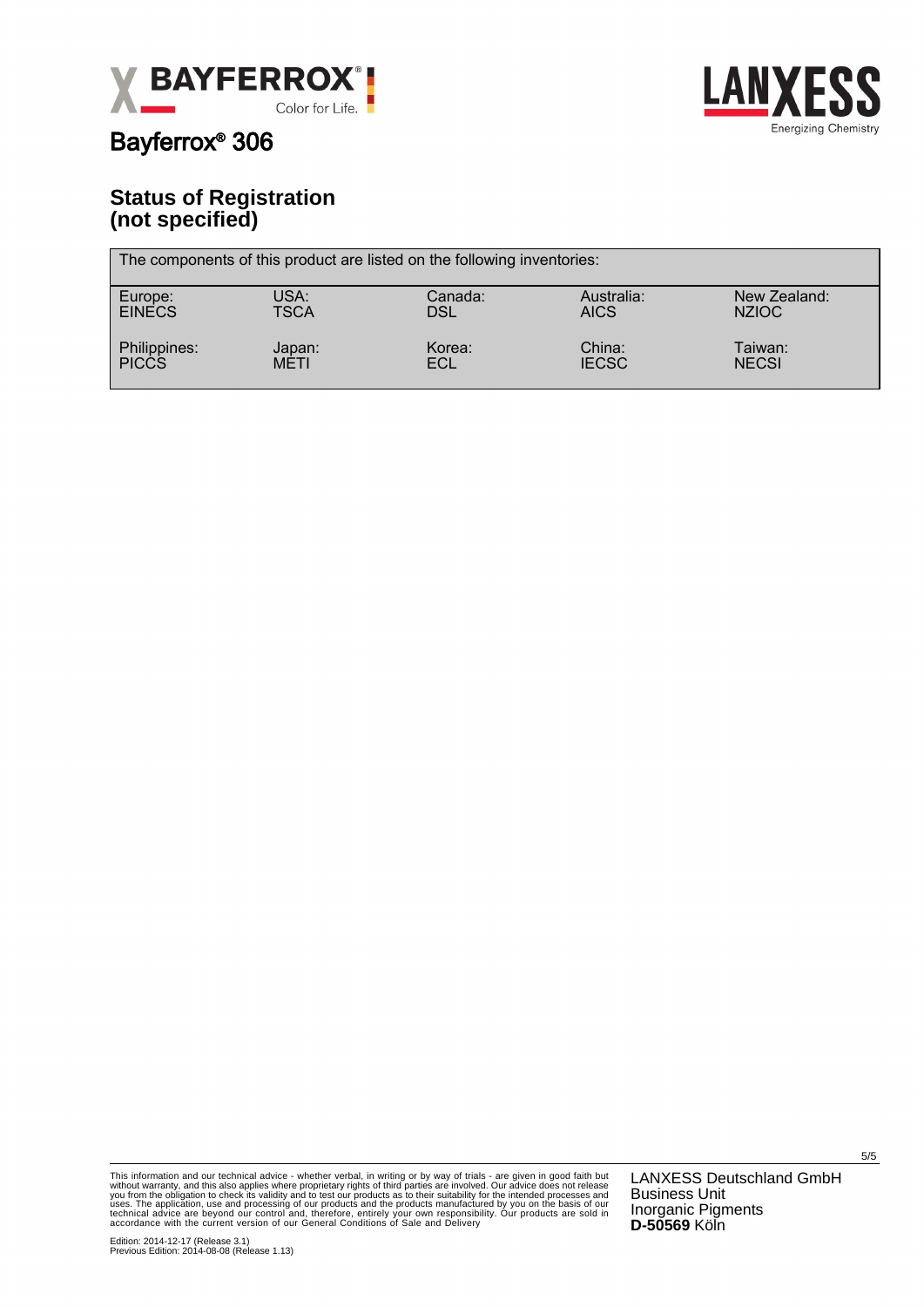# Bayferrox® 306

## Status of Registration (not specified)

The components of this product are listed on the following inventories:

| | | | | |
|---|---|---|---|---|
| Europe: EINECS | USA: TSCA | Canada: DSL | Australia: AICS | New Zealand: NZIOC |
| Philippines: PICCS | Japan: METI | Korea: ECL | China: IECSC | Taiwan: NECSI |

This information and our technical advice - whether verbal, in writing or by way of trials - are given in good faith but without warranty, and this also applies where proprietary rights of third parties are involved. Our advice does not release you from the obligation to check its validity and to test our products as to their suitability for the intended processes and uses. The application, use and processing of our products and the products manufactured by you on the basis of our technical advice are beyond our control and, therefore, entirely your own responsibility. Our products are sold in accordance with the current version of our General Conditions of Sale and Delivery

Edition: 2014-12-17 (Release 3.1)
Previous Edition: 2014-08-08 (Release 1.13)

LANXESS Deutschland GmbH
Business Unit
Inorganic Pigments
**D-50569** Köln